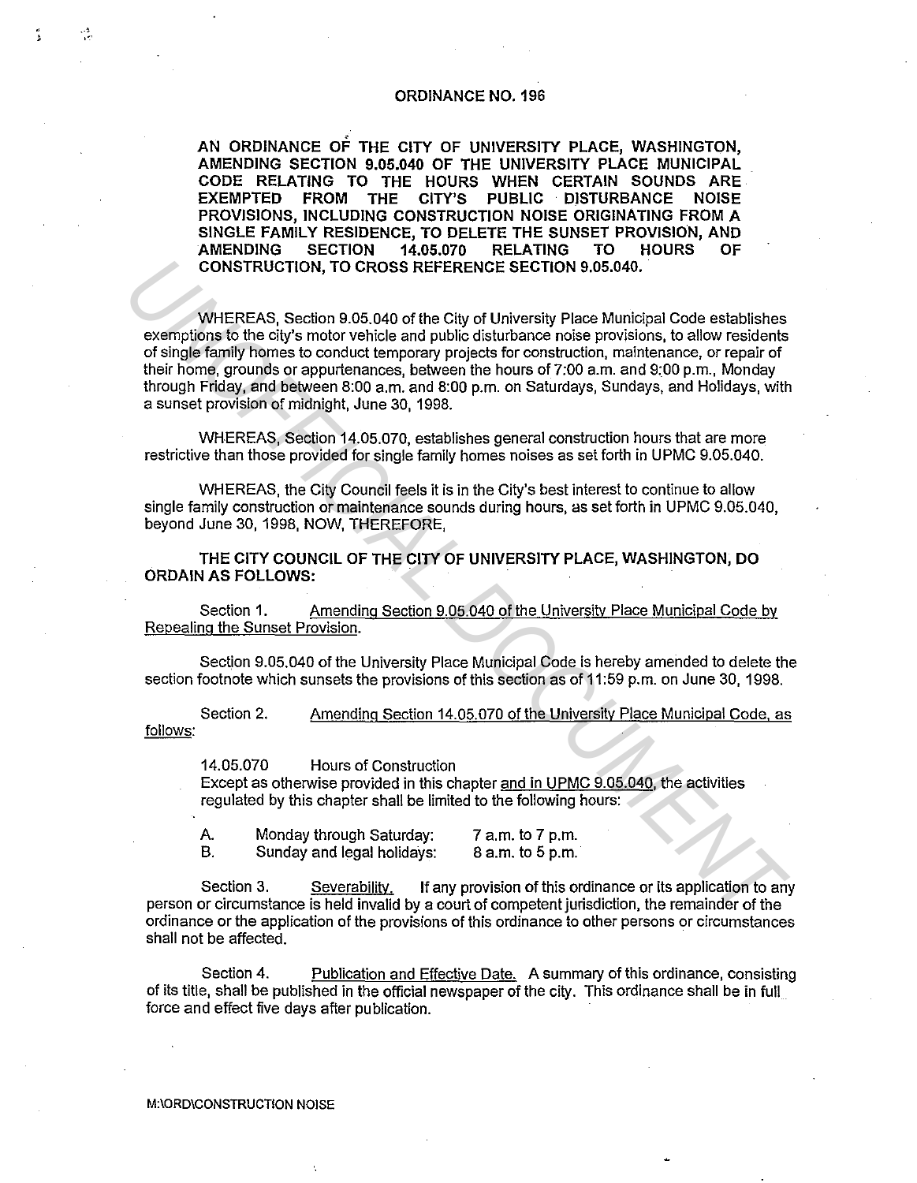# ORDINANCE NO. 196

**AN ORDINANCE OF THE CITY OF UNIVERSITY PLACE, WASHINGTON, AMENDING SECTION 9.05.040 OF THE UNIVERSITY PLACE MUNICIPAL CODE RELATING TO THE HOURS WHEN CERTAIN SOUNDS ARE EXEMPTED FROM THE CITY'S PUBLIC DISTURBANCE NOISE PROVISIONS, INCLUDING CONSTRUCTION NOISE ORIGINATING FROM A SINGLE FAMILY RESIDENCE, TO DELETE THE SUNSET PROVISION, AND AMENDING SECTION 14.05.070 RELATING TO HOURS OF CONSTRUCTION, TO CROSS REFERENCE SECTION 9.05.040.**

WHEREAS, Section 9.05.040 of the City of University Place Municipal Code establishes exemptions to the city's motor vehicle and public disturbance noise provisions, to allow residents of single family homes to conduct temporary projects for construction, maintenance, or repair of their home, grounds or appurtenances, between the hours of 7:00 a.m. and 9:00 p.m., Monday through Friday, and between 8:00 a.m. and 8:00 p.m. on Saturdays, Sundays, and Holidays, with a sunset provision of midnight, June 30, 1998.

WHEREAS, Section 14.05.070, establishes general construction hours that are more restrictive than those provided for single family homes noises as set forth in UPMC 9.05.040.

WHEREAS, the City Council feels it is in the City's best interest to continue to allow single family construction or maintenance sounds during hours, as set forth in UPMC 9.05.040, beyond June 30, 1998, NOW, THEREFORE,

**THE CITY COUNCIL OF THE CITY OF UNIVERSITY PLACE, WASHINGTON, DO ORDAIN AS FOLLOWS:**

Section 1. Amending Section 9.05.040 of the University Place Municipal Code by Repealing the Sunset Provision.

Section 9.05.040 of the University Place Municipal Code is hereby amended to delete the section footnote which sunsets the provisions of this section as of 11:59 p.m. on June 30, 1998.

Section 2. Amending Section 14.05.070 of the University Place Municipal Code, as follows:

14.05.070 Hours of Construction
Except as otherwise provided in this chapter and in UPMC 9.05.040, the activities regulated by this chapter shall be limited to the following hours:

A. Monday through Saturday: 7 a.m. to 7 p.m.
B. Sunday and legal holidays: 8 a.m. to 5 p.m.

Section 3. Severability. If any provision of this ordinance or its application to any person or circumstance is held invalid by a court of competent jurisdiction, the remainder of the ordinance or the application of the provisions of this ordinance to other persons or circumstances shall not be affected.

Section 4. Publication and Effective Date. A summary of this ordinance, consisting of its title, shall be published in the official newspaper of the city. This ordinance shall be in full force and effect five days after publication.

M:\ORD\CONSTRUCTION NOISE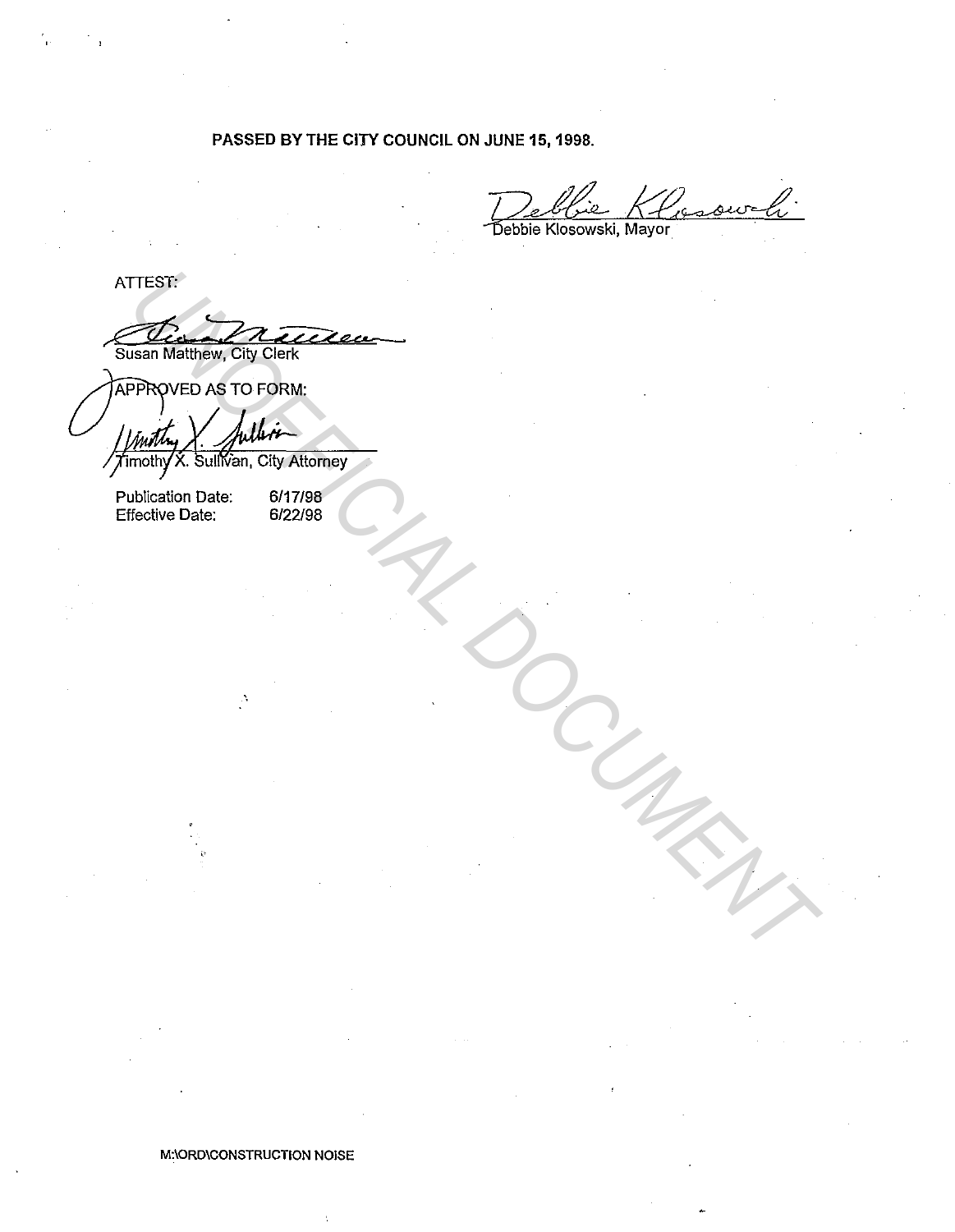**PASSED BY THE CITY COUNCIL ON JUNE 15, 1998.**

Debbie Klosowski, Mayor

ATTEST:

Susan Matthew, City Clerk

APPROVED AS TO FORM:

Timothy X. Sullivan, City Attorney

| | |
|---|---|
| Publication Date: | 6/17/98 |
| Effective Date: | 6/22/98 |

M:\ORD\CONSTRUCTION NOISE